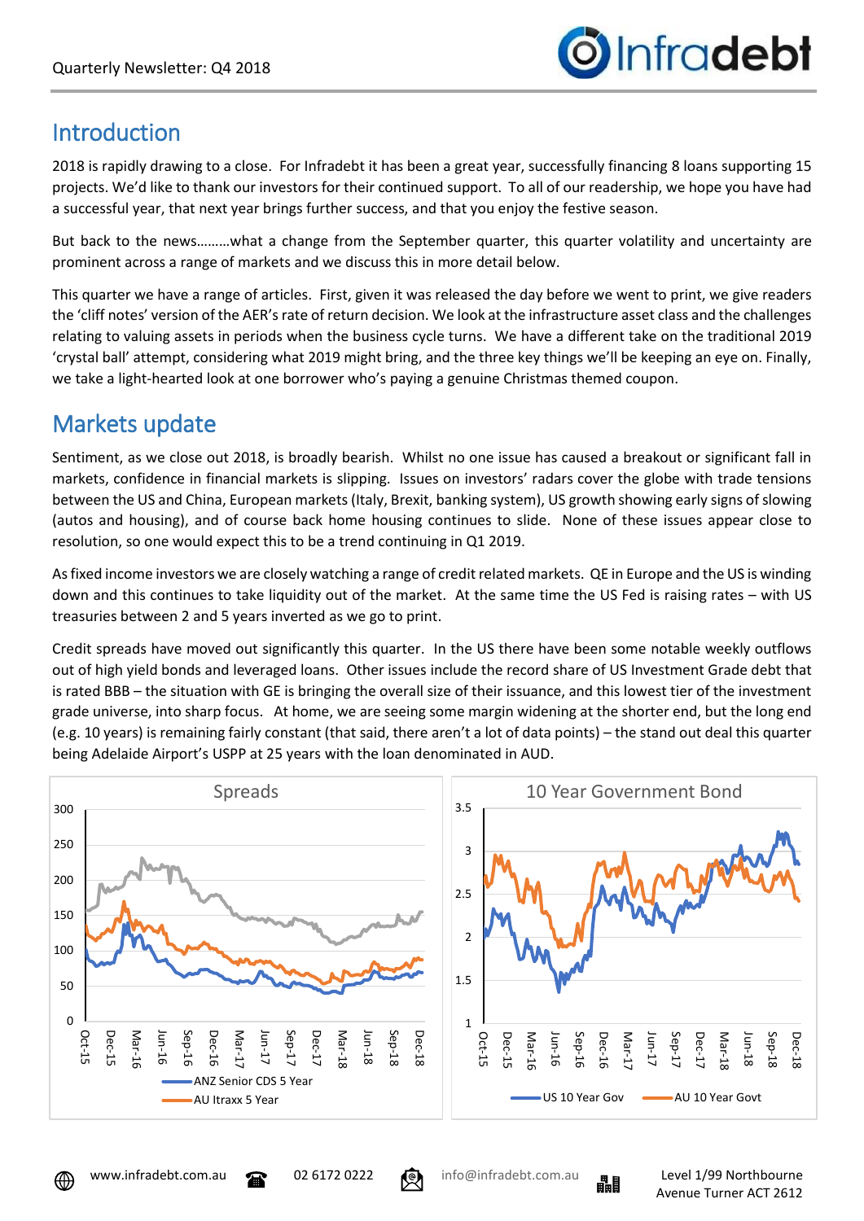Quarterly Newsletter: Q4 2018

## Introduction

2018 is rapidly drawing to a close. For Infradebt it has been a great year, successfully financing 8 loans supporting 15 projects. We'd like to thank our investors for their continued support. To all of our readership, we hope you have had a successful year, that next year brings further success, and that you enjoy the festive season.

But back to the news………what a change from the September quarter, this quarter volatility and uncertainty are prominent across a range of markets and we discuss this in more detail below.

This quarter we have a range of articles. First, given it was released the day before we went to print, we give readers the 'cliff notes' version of the AER's rate of return decision. We look at the infrastructure asset class and the challenges relating to valuing assets in periods when the business cycle turns. We have a different take on the traditional 2019 'crystal ball' attempt, considering what 2019 might bring, and the three key things we'll be keeping an eye on. Finally, we take a light-hearted look at one borrower who's paying a genuine Christmas themed coupon.

## Markets update

Sentiment, as we close out 2018, is broadly bearish. Whilst no one issue has caused a breakout or significant fall in markets, confidence in financial markets is slipping. Issues on investors' radars cover the globe with trade tensions between the US and China, European markets (Italy, Brexit, banking system), US growth showing early signs of slowing (autos and housing), and of course back home housing continues to slide. None of these issues appear close to resolution, so one would expect this to be a trend continuing in Q1 2019.

As fixed income investors we are closely watching a range of credit related markets. QE in Europe and the US is winding down and this continues to take liquidity out of the market. At the same time the US Fed is raising rates – with US treasuries between 2 and 5 years inverted as we go to print.

Credit spreads have moved out significantly this quarter. In the US there have been some notable weekly outflows out of high yield bonds and leveraged loans. Other issues include the record share of US Investment Grade debt that is rated BBB – the situation with GE is bringing the overall size of their issuance, and this lowest tier of the investment grade universe, into sharp focus. At home, we are seeing some margin widening at the shorter end, but the long end (e.g. 10 years) is remaining fairly constant (that said, there aren't a lot of data points) – the stand out deal this quarter being Adelaide Airport's USPP at 25 years with the loan denominated in AUD.

**Spreads** (chart: ANZ Senior CDS 5 Year; AU Itraxx 5 Year; Oct-15 to Dec-18)

**10 Year Government Bond** (chart: US 10 Year Gov; AU 10 Year Govt; Oct-15 to Dec-18)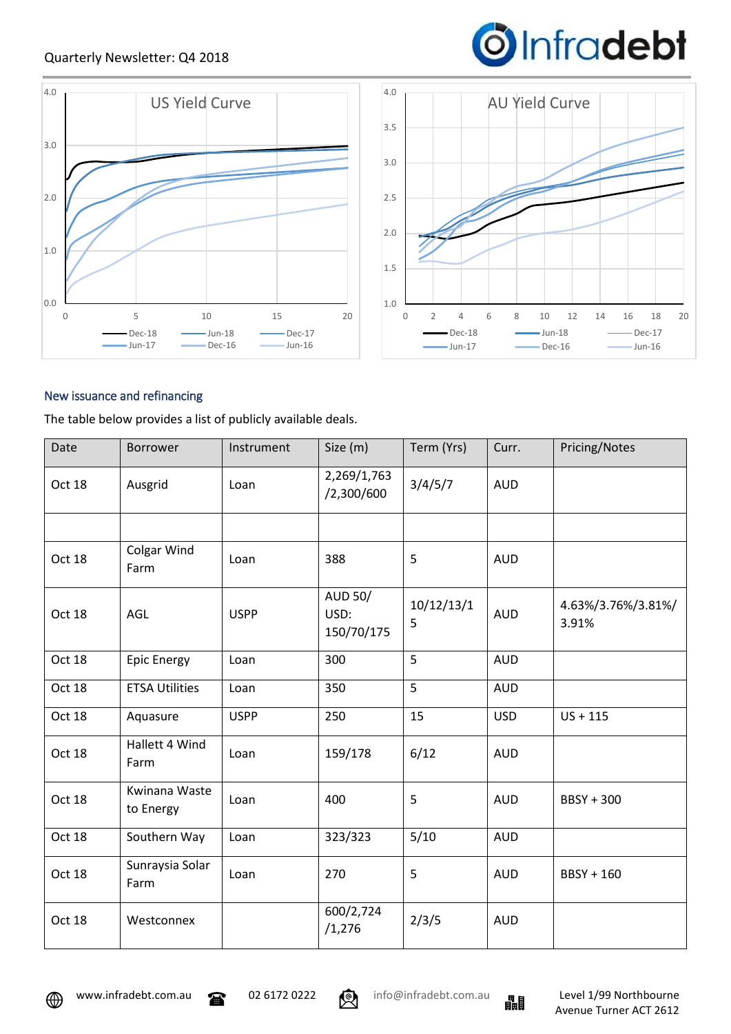## New issuance and refinancing

The table below provides a list of publicly available deals.

| Date | Borrower | Instrument | Size (m) | Term (Yrs) | Curr. | Pricing/Notes |
|---|---|---|---|---|---|---|
| Oct 18 | Ausgrid | Loan | 2,269/1,763 /2,300/600 | 3/4/5/7 | AUD | |
| | | | | | | |
| Oct 18 | Colgar Wind Farm | Loan | 388 | 5 | AUD | |
| Oct 18 | AGL | USPP | AUD 50/ USD: 150/70/175 | 10/12/13/15 | AUD | 4.63%/3.76%/3.81%/ 3.91% |
| Oct 18 | Epic Energy | Loan | 300 | 5 | AUD | |
| Oct 18 | ETSA Utilities | Loan | 350 | 5 | AUD | |
| Oct 18 | Aquasure | USPP | 250 | 15 | USD | US + 115 |
| Oct 18 | Hallett 4 Wind Farm | Loan | 159/178 | 6/12 | AUD | |
| Oct 18 | Kwinana Waste to Energy | Loan | 400 | 5 | AUD | BBSY + 300 |
| Oct 18 | Southern Way | Loan | 323/323 | 5/10 | AUD | |
| Oct 18 | Sunraysia Solar Farm | Loan | 270 | 5 | AUD | BBSY + 160 |
| Oct 18 | Westconnex | | 600/2,724 /1,276 | 2/3/5 | AUD | |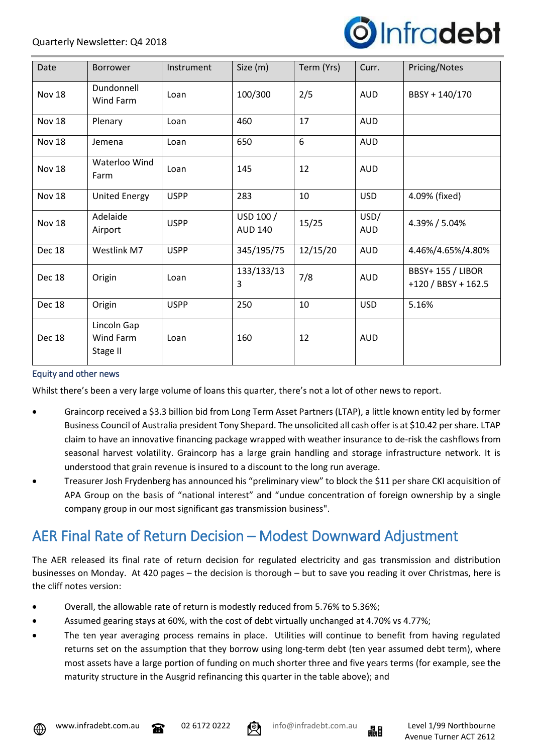| Date | Borrower | Instrument | Size (m) | Term (Yrs) | Curr. | Pricing/Notes |
|---|---|---|---|---|---|---|
| Nov 18 | Dundonnell Wind Farm | Loan | 100/300 | 2/5 | AUD | BBSY + 140/170 |
| Nov 18 | Plenary | Loan | 460 | 17 | AUD | |
| Nov 18 | Jemena | Loan | 650 | 6 | AUD | |
| Nov 18 | Waterloo Wind Farm | Loan | 145 | 12 | AUD | |
| Nov 18 | United Energy | USPP | 283 | 10 | USD | 4.09% (fixed) |
| Nov 18 | Adelaide Airport | USPP | USD 100 / AUD 140 | 15/25 | USD/ AUD | 4.39% / 5.04% |
| Dec 18 | Westlink M7 | USPP | 345/195/75 | 12/15/20 | AUD | 4.46%/4.65%/4.80% |
| Dec 18 | Origin | Loan | 133/133/133 | 7/8 | AUD | BBSY+ 155 / LIBOR +120 / BBSY + 162.5 |
| Dec 18 | Origin | USPP | 250 | 10 | USD | 5.16% |
| Dec 18 | Lincoln Gap Wind Farm Stage II | Loan | 160 | 12 | AUD | |

### Equity and other news

Whilst there's been a very large volume of loans this quarter, there's not a lot of other news to report.

- Graincorp received a $3.3 billion bid from Long Term Asset Partners (LTAP), a little known entity led by former Business Council of Australia president Tony Shepard. The unsolicited all cash offer is at $10.42 per share. LTAP claim to have an innovative financing package wrapped with weather insurance to de-risk the cashflows from seasonal harvest volatility. Graincorp has a large grain handling and storage infrastructure network. It is understood that grain revenue is insured to a discount to the long run average.
- Treasurer Josh Frydenberg has announced his "preliminary view" to block the $11 per share CKI acquisition of APA Group on the basis of "national interest" and "undue concentration of foreign ownership by a single company group in our most significant gas transmission business".

## AER Final Rate of Return Decision – Modest Downward Adjustment

The AER released its final rate of return decision for regulated electricity and gas transmission and distribution businesses on Monday. At 420 pages – the decision is thorough – but to save you reading it over Christmas, here is the cliff notes version:

- Overall, the allowable rate of return is modestly reduced from 5.76% to 5.36%;
- Assumed gearing stays at 60%, with the cost of debt virtually unchanged at 4.70% vs 4.77%;
- The ten year averaging process remains in place. Utilities will continue to benefit from having regulated returns set on the assumption that they borrow using long-term debt (ten year assumed debt term), where most assets have a large portion of funding on much shorter three and five years terms (for example, see the maturity structure in the Ausgrid refinancing this quarter in the table above); and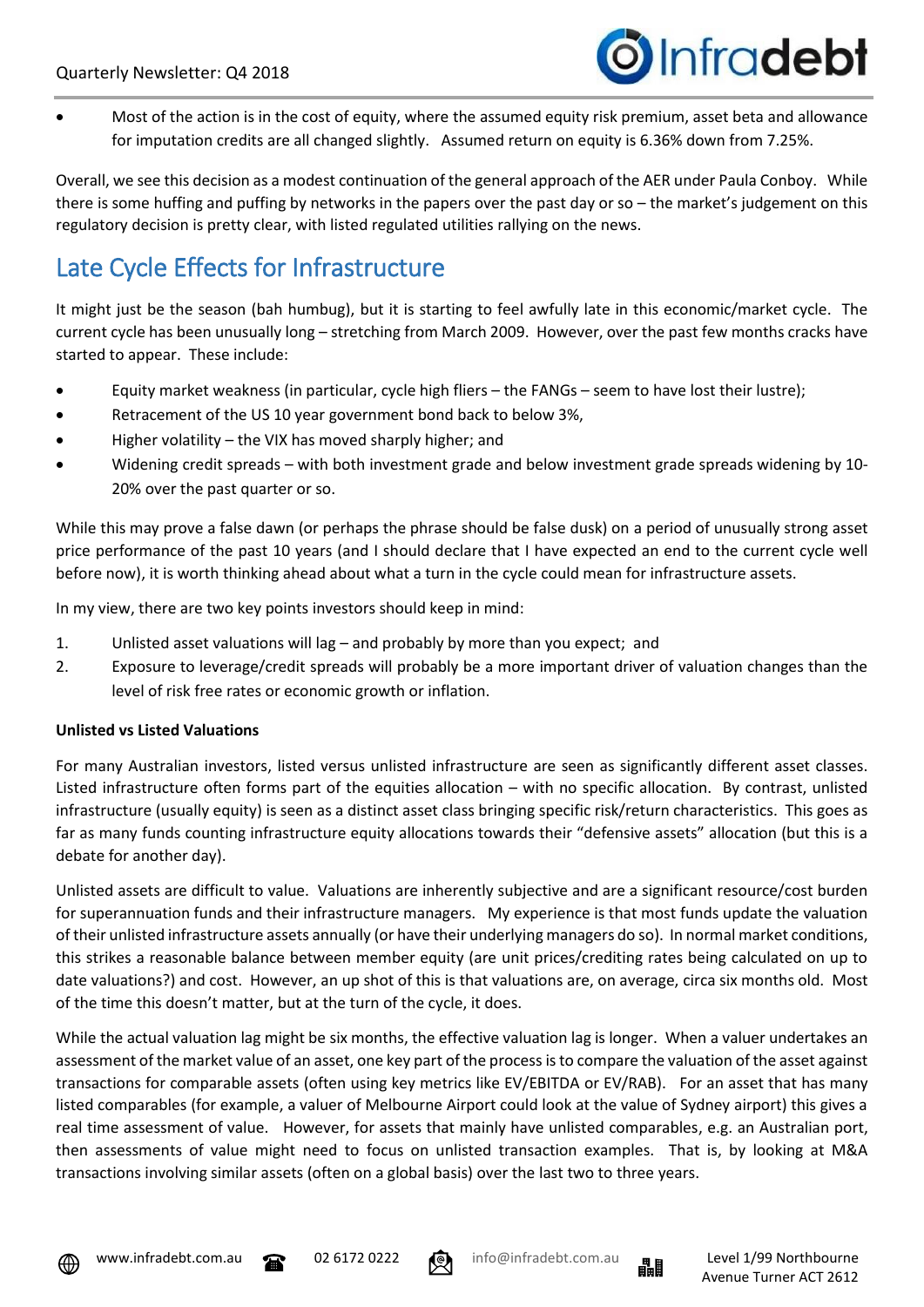- Most of the action is in the cost of equity, where the assumed equity risk premium, asset beta and allowance for imputation credits are all changed slightly. Assumed return on equity is 6.36% down from 7.25%.

Overall, we see this decision as a modest continuation of the general approach of the AER under Paula Conboy. While there is some huffing and puffing by networks in the papers over the past day or so – the market's judgement on this regulatory decision is pretty clear, with listed regulated utilities rallying on the news.

# Late Cycle Effects for Infrastructure

It might just be the season (bah humbug), but it is starting to feel awfully late in this economic/market cycle. The current cycle has been unusually long – stretching from March 2009. However, over the past few months cracks have started to appear. These include:

- Equity market weakness (in particular, cycle high fliers – the FANGs – seem to have lost their lustre);
- Retracement of the US 10 year government bond back to below 3%,
- Higher volatility – the VIX has moved sharply higher; and
- Widening credit spreads – with both investment grade and below investment grade spreads widening by 10-20% over the past quarter or so.

While this may prove a false dawn (or perhaps the phrase should be false dusk) on a period of unusually strong asset price performance of the past 10 years (and I should declare that I have expected an end to the current cycle well before now), it is worth thinking ahead about what a turn in the cycle could mean for infrastructure assets.

In my view, there are two key points investors should keep in mind:

1. Unlisted asset valuations will lag – and probably by more than you expect; and
2. Exposure to leverage/credit spreads will probably be a more important driver of valuation changes than the level of risk free rates or economic growth or inflation.

**Unlisted vs Listed Valuations**

For many Australian investors, listed versus unlisted infrastructure are seen as significantly different asset classes. Listed infrastructure often forms part of the equities allocation – with no specific allocation. By contrast, unlisted infrastructure (usually equity) is seen as a distinct asset class bringing specific risk/return characteristics. This goes as far as many funds counting infrastructure equity allocations towards their "defensive assets" allocation (but this is a debate for another day).

Unlisted assets are difficult to value. Valuations are inherently subjective and are a significant resource/cost burden for superannuation funds and their infrastructure managers. My experience is that most funds update the valuation of their unlisted infrastructure assets annually (or have their underlying managers do so). In normal market conditions, this strikes a reasonable balance between member equity (are unit prices/crediting rates being calculated on up to date valuations?) and cost. However, an up shot of this is that valuations are, on average, circa six months old. Most of the time this doesn't matter, but at the turn of the cycle, it does.

While the actual valuation lag might be six months, the effective valuation lag is longer. When a valuer undertakes an assessment of the market value of an asset, one key part of the process is to compare the valuation of the asset against transactions for comparable assets (often using key metrics like EV/EBITDA or EV/RAB). For an asset that has many listed comparables (for example, a valuer of Melbourne Airport could look at the value of Sydney airport) this gives a real time assessment of value. However, for assets that mainly have unlisted comparables, e.g. an Australian port, then assessments of value might need to focus on unlisted transaction examples. That is, by looking at M&A transactions involving similar assets (often on a global basis) over the last two to three years.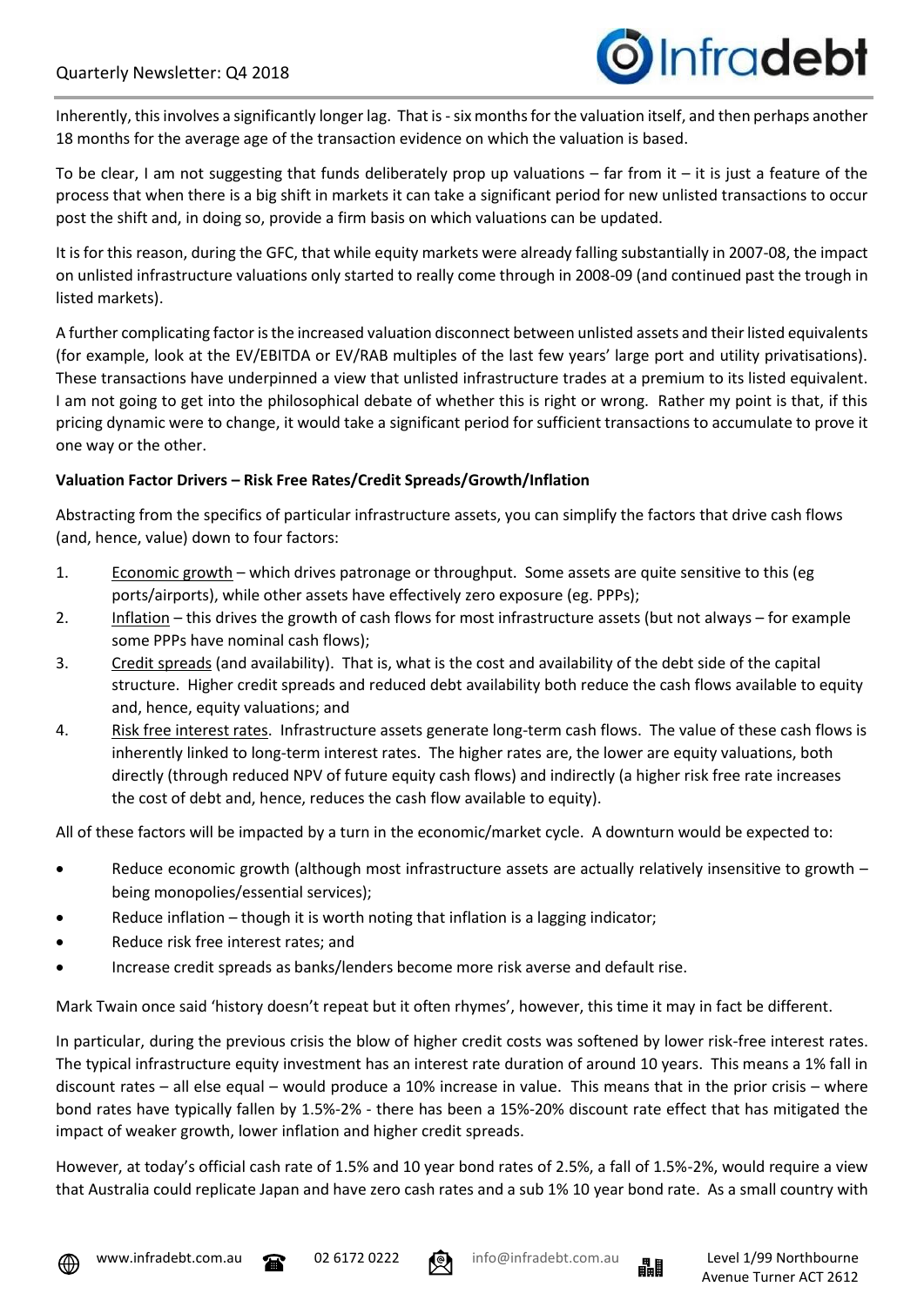Inherently, this involves a significantly longer lag. That is - six months for the valuation itself, and then perhaps another 18 months for the average age of the transaction evidence on which the valuation is based.

To be clear, I am not suggesting that funds deliberately prop up valuations – far from it – it is just a feature of the process that when there is a big shift in markets it can take a significant period for new unlisted transactions to occur post the shift and, in doing so, provide a firm basis on which valuations can be updated.

It is for this reason, during the GFC, that while equity markets were already falling substantially in 2007-08, the impact on unlisted infrastructure valuations only started to really come through in 2008-09 (and continued past the trough in listed markets).

A further complicating factor is the increased valuation disconnect between unlisted assets and their listed equivalents (for example, look at the EV/EBITDA or EV/RAB multiples of the last few years' large port and utility privatisations). These transactions have underpinned a view that unlisted infrastructure trades at a premium to its listed equivalent. I am not going to get into the philosophical debate of whether this is right or wrong. Rather my point is that, if this pricing dynamic were to change, it would take a significant period for sufficient transactions to accumulate to prove it one way or the other.

**Valuation Factor Drivers – Risk Free Rates/Credit Spreads/Growth/Inflation**

Abstracting from the specifics of particular infrastructure assets, you can simplify the factors that drive cash flows (and, hence, value) down to four factors:

1. Economic growth – which drives patronage or throughput. Some assets are quite sensitive to this (eg ports/airports), while other assets have effectively zero exposure (eg. PPPs);
2. Inflation – this drives the growth of cash flows for most infrastructure assets (but not always – for example some PPPs have nominal cash flows);
3. Credit spreads (and availability). That is, what is the cost and availability of the debt side of the capital structure. Higher credit spreads and reduced debt availability both reduce the cash flows available to equity and, hence, equity valuations; and
4. Risk free interest rates. Infrastructure assets generate long-term cash flows. The value of these cash flows is inherently linked to long-term interest rates. The higher rates are, the lower are equity valuations, both directly (through reduced NPV of future equity cash flows) and indirectly (a higher risk free rate increases the cost of debt and, hence, reduces the cash flow available to equity).

All of these factors will be impacted by a turn in the economic/market cycle. A downturn would be expected to:

- Reduce economic growth (although most infrastructure assets are actually relatively insensitive to growth – being monopolies/essential services);
- Reduce inflation – though it is worth noting that inflation is a lagging indicator;
- Reduce risk free interest rates; and
- Increase credit spreads as banks/lenders become more risk averse and default rise.

Mark Twain once said 'history doesn't repeat but it often rhymes', however, this time it may in fact be different.

In particular, during the previous crisis the blow of higher credit costs was softened by lower risk-free interest rates. The typical infrastructure equity investment has an interest rate duration of around 10 years. This means a 1% fall in discount rates – all else equal – would produce a 10% increase in value. This means that in the prior crisis – where bond rates have typically fallen by 1.5%-2% - there has been a 15%-20% discount rate effect that has mitigated the impact of weaker growth, lower inflation and higher credit spreads.

However, at today's official cash rate of 1.5% and 10 year bond rates of 2.5%, a fall of 1.5%-2%, would require a view that Australia could replicate Japan and have zero cash rates and a sub 1% 10 year bond rate. As a small country with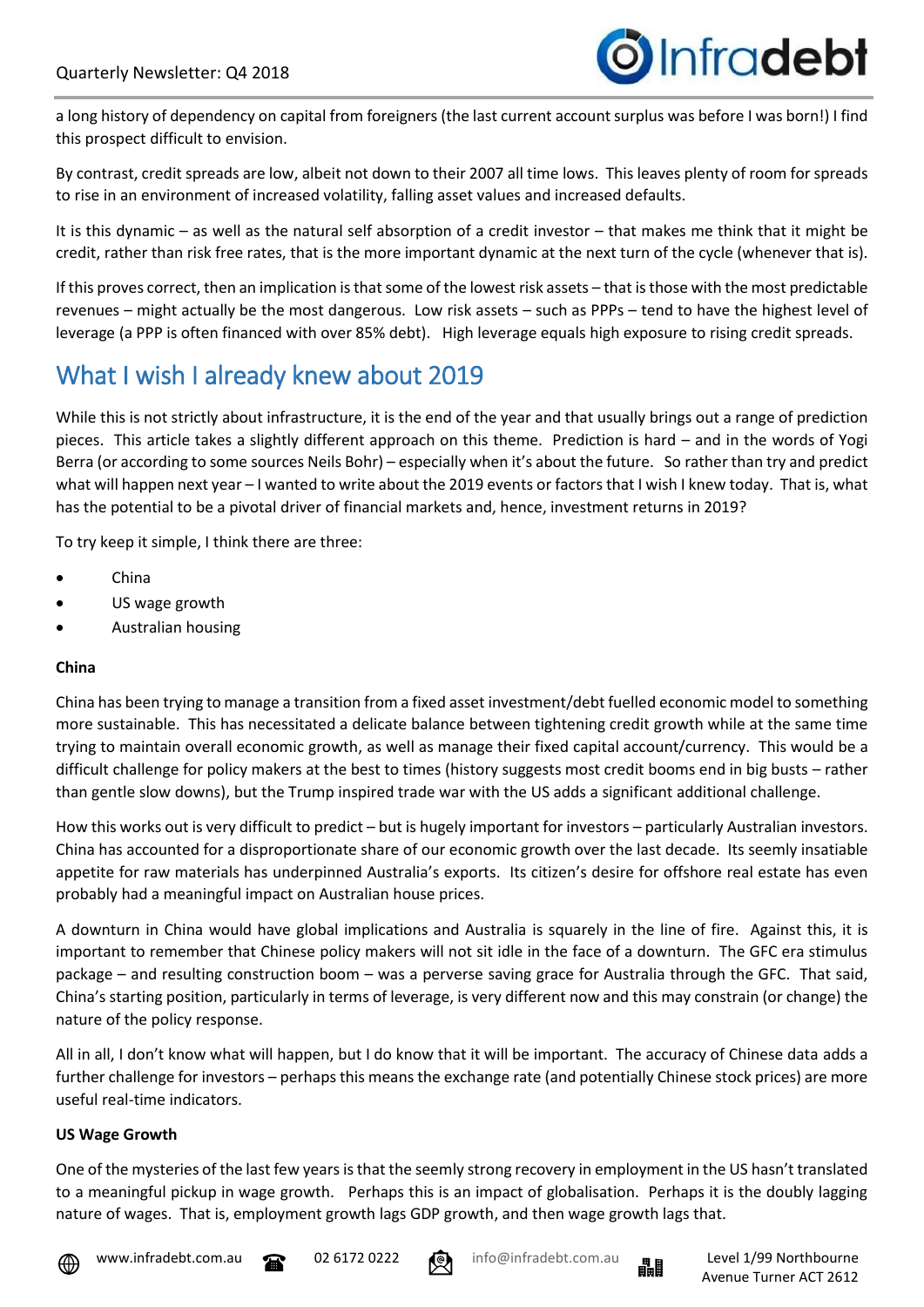a long history of dependency on capital from foreigners (the last current account surplus was before I was born!) I find this prospect difficult to envision.

By contrast, credit spreads are low, albeit not down to their 2007 all time lows. This leaves plenty of room for spreads to rise in an environment of increased volatility, falling asset values and increased defaults.

It is this dynamic – as well as the natural self absorption of a credit investor – that makes me think that it might be credit, rather than risk free rates, that is the more important dynamic at the next turn of the cycle (whenever that is).

If this proves correct, then an implication is that some of the lowest risk assets – that is those with the most predictable revenues – might actually be the most dangerous. Low risk assets – such as PPPs – tend to have the highest level of leverage (a PPP is often financed with over 85% debt). High leverage equals high exposure to rising credit spreads.

## What I wish I already knew about 2019

While this is not strictly about infrastructure, it is the end of the year and that usually brings out a range of prediction pieces. This article takes a slightly different approach on this theme. Prediction is hard – and in the words of Yogi Berra (or according to some sources Neils Bohr) – especially when it's about the future. So rather than try and predict what will happen next year – I wanted to write about the 2019 events or factors that I wish I knew today. That is, what has the potential to be a pivotal driver of financial markets and, hence, investment returns in 2019?

To try keep it simple, I think there are three:

- China
- US wage growth
- Australian housing

**China**

China has been trying to manage a transition from a fixed asset investment/debt fuelled economic model to something more sustainable. This has necessitated a delicate balance between tightening credit growth while at the same time trying to maintain overall economic growth, as well as manage their fixed capital account/currency. This would be a difficult challenge for policy makers at the best to times (history suggests most credit booms end in big busts – rather than gentle slow downs), but the Trump inspired trade war with the US adds a significant additional challenge.

How this works out is very difficult to predict – but is hugely important for investors – particularly Australian investors. China has accounted for a disproportionate share of our economic growth over the last decade. Its seemly insatiable appetite for raw materials has underpinned Australia's exports. Its citizen's desire for offshore real estate has even probably had a meaningful impact on Australian house prices.

A downturn in China would have global implications and Australia is squarely in the line of fire. Against this, it is important to remember that Chinese policy makers will not sit idle in the face of a downturn. The GFC era stimulus package – and resulting construction boom – was a perverse saving grace for Australia through the GFC. That said, China's starting position, particularly in terms of leverage, is very different now and this may constrain (or change) the nature of the policy response.

All in all, I don't know what will happen, but I do know that it will be important. The accuracy of Chinese data adds a further challenge for investors – perhaps this means the exchange rate (and potentially Chinese stock prices) are more useful real-time indicators.

**US Wage Growth**

One of the mysteries of the last few years is that the seemly strong recovery in employment in the US hasn't translated to a meaningful pickup in wage growth. Perhaps this is an impact of globalisation. Perhaps it is the doubly lagging nature of wages. That is, employment growth lags GDP growth, and then wage growth lags that.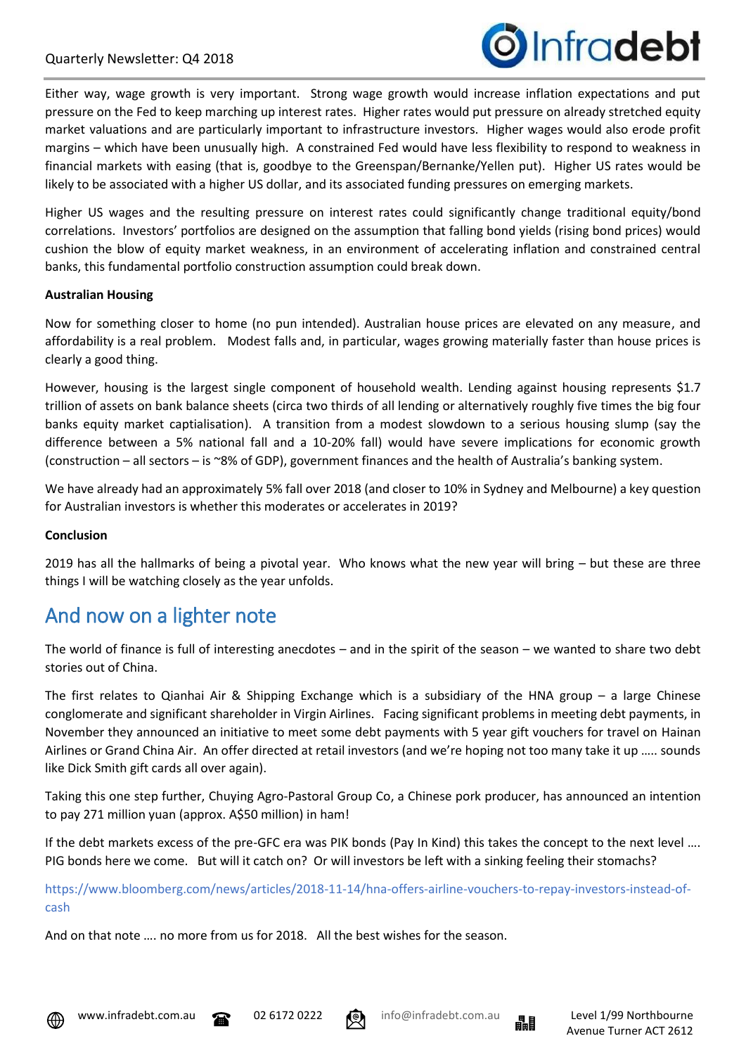Either way, wage growth is very important. Strong wage growth would increase inflation expectations and put pressure on the Fed to keep marching up interest rates. Higher rates would put pressure on already stretched equity market valuations and are particularly important to infrastructure investors. Higher wages would also erode profit margins – which have been unusually high. A constrained Fed would have less flexibility to respond to weakness in financial markets with easing (that is, goodbye to the Greenspan/Bernanke/Yellen put). Higher US rates would be likely to be associated with a higher US dollar, and its associated funding pressures on emerging markets.

Higher US wages and the resulting pressure on interest rates could significantly change traditional equity/bond correlations. Investors' portfolios are designed on the assumption that falling bond yields (rising bond prices) would cushion the blow of equity market weakness, in an environment of accelerating inflation and constrained central banks, this fundamental portfolio construction assumption could break down.

**Australian Housing**

Now for something closer to home (no pun intended). Australian house prices are elevated on any measure, and affordability is a real problem. Modest falls and, in particular, wages growing materially faster than house prices is clearly a good thing.

However, housing is the largest single component of household wealth. Lending against housing represents $1.7 trillion of assets on bank balance sheets (circa two thirds of all lending or alternatively roughly five times the big four banks equity market captialisation). A transition from a modest slowdown to a serious housing slump (say the difference between a 5% national fall and a 10-20% fall) would have severe implications for economic growth (construction – all sectors – is ~8% of GDP), government finances and the health of Australia's banking system.

We have already had an approximately 5% fall over 2018 (and closer to 10% in Sydney and Melbourne) a key question for Australian investors is whether this moderates or accelerates in 2019?

**Conclusion**

2019 has all the hallmarks of being a pivotal year. Who knows what the new year will bring – but these are three things I will be watching closely as the year unfolds.

## And now on a lighter note

The world of finance is full of interesting anecdotes – and in the spirit of the season – we wanted to share two debt stories out of China.

The first relates to Qianhai Air & Shipping Exchange which is a subsidiary of the HNA group – a large Chinese conglomerate and significant shareholder in Virgin Airlines. Facing significant problems in meeting debt payments, in November they announced an initiative to meet some debt payments with 5 year gift vouchers for travel on Hainan Airlines or Grand China Air. An offer directed at retail investors (and we're hoping not too many take it up ….. sounds like Dick Smith gift cards all over again).

Taking this one step further, Chuying Agro-Pastoral Group Co, a Chinese pork producer, has announced an intention to pay 271 million yuan (approx. A$50 million) in ham!

If the debt markets excess of the pre-GFC era was PIK bonds (Pay In Kind) this takes the concept to the next level …. PIG bonds here we come. But will it catch on? Or will investors be left with a sinking feeling their stomachs?

https://www.bloomberg.com/news/articles/2018-11-14/hna-offers-airline-vouchers-to-repay-investors-instead-of-cash

And on that note …. no more from us for 2018. All the best wishes for the season.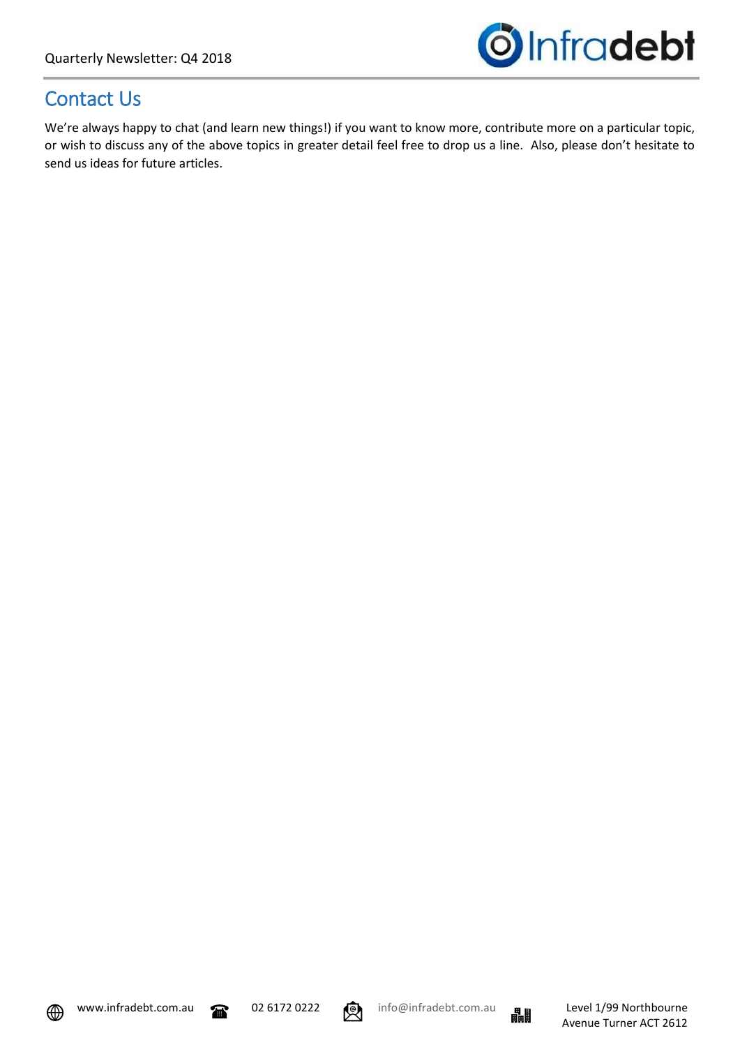## Contact Us

We're always happy to chat (and learn new things!) if you want to know more, contribute more on a particular topic, or wish to discuss any of the above topics in greater detail feel free to drop us a line. Also, please don't hesitate to send us ideas for future articles.

www.infradebt.com.au 02 6172 0222 info@infradebt.com.au Level 1/99 Northbourne Avenue Turner ACT 2612